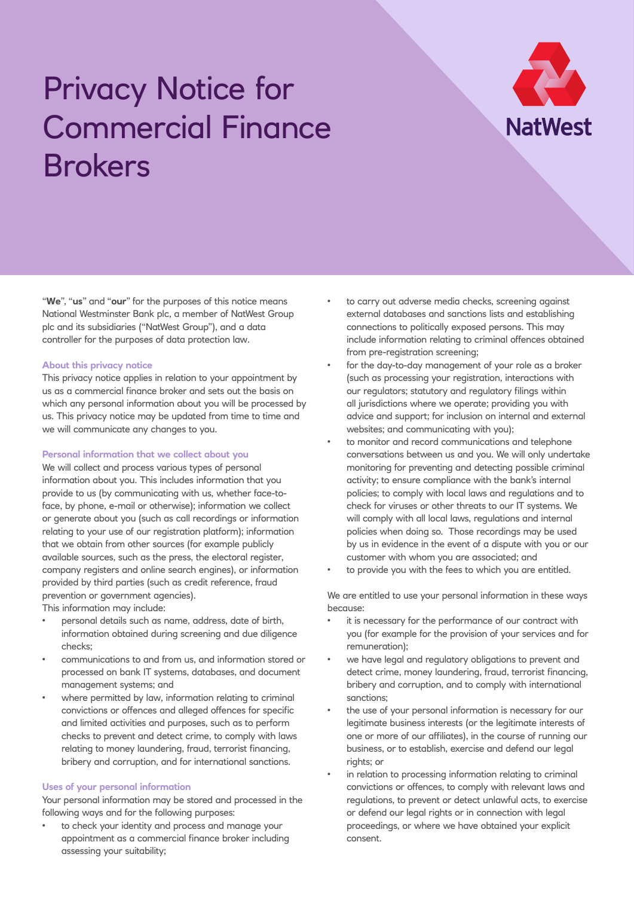# Privacy Notice for Commercial Finance Brokers

"**We**", "**us**" and "**our**" for the purposes of this notice means National Westminster Bank plc, a member of NatWest Group plc and its subsidiaries ("NatWest Group"), and a data controller for the purposes of data protection law.

### About this privacy notice

This privacy notice applies in relation to your appointment by us as a commercial finance broker and sets out the basis on which any personal information about you will be processed by us. This privacy notice may be updated from time to time and we will communicate any changes to you.

### Personal information that we collect about you

We will collect and process various types of personal information about you. This includes information that you provide to us (by communicating with us, whether face-to-face, by phone, e-mail or otherwise); information we collect or generate about you (such as call recordings or information relating to your use of our registration platform); information that we obtain from other sources (for example publicly available sources, such as the press, the electoral register, company registers and online search engines), or information provided by third parties (such as credit reference, fraud prevention or government agencies).

This information may include:

- personal details such as name, address, date of birth, information obtained during screening and due diligence checks;
- communications to and from us, and information stored or processed on bank IT systems, databases, and document management systems; and
- where permitted by law, information relating to criminal convictions or offences and alleged offences for specific and limited activities and purposes, such as to perform checks to prevent and detect crime, to comply with laws relating to money laundering, fraud, terrorist financing, bribery and corruption, and for international sanctions.

### Uses of your personal information

Your personal information may be stored and processed in the following ways and for the following purposes:

- to check your identity and process and manage your appointment as a commercial finance broker including assessing your suitability;
- to carry out adverse media checks, screening against external databases and sanctions lists and establishing connections to politically exposed persons. This may include information relating to criminal offences obtained from pre-registration screening;
- for the day-to-day management of your role as a broker (such as processing your registration, interactions with our regulators; statutory and regulatory filings within all jurisdictions where we operate; providing you with advice and support; for inclusion on internal and external websites; and communicating with you);
- to monitor and record communications and telephone conversations between us and you. We will only undertake monitoring for preventing and detecting possible criminal activity; to ensure compliance with the bank's internal policies; to comply with local laws and regulations and to check for viruses or other threats to our IT systems. We will comply with all local laws, regulations and internal policies when doing so. Those recordings may be used by us in evidence in the event of a dispute with you or our customer with whom you are associated; and
- to provide you with the fees to which you are entitled.

We are entitled to use your personal information in these ways because:

- it is necessary for the performance of our contract with you (for example for the provision of your services and for remuneration);
- we have legal and regulatory obligations to prevent and detect crime, money laundering, fraud, terrorist financing, bribery and corruption, and to comply with international sanctions;
- the use of your personal information is necessary for our legitimate business interests (or the legitimate interests of one or more of our affiliates), in the course of running our business, or to establish, exercise and defend our legal rights; or
- in relation to processing information relating to criminal convictions or offences, to comply with relevant laws and regulations, to prevent or detect unlawful acts, to exercise or defend our legal rights or in connection with legal proceedings, or where we have obtained your explicit consent.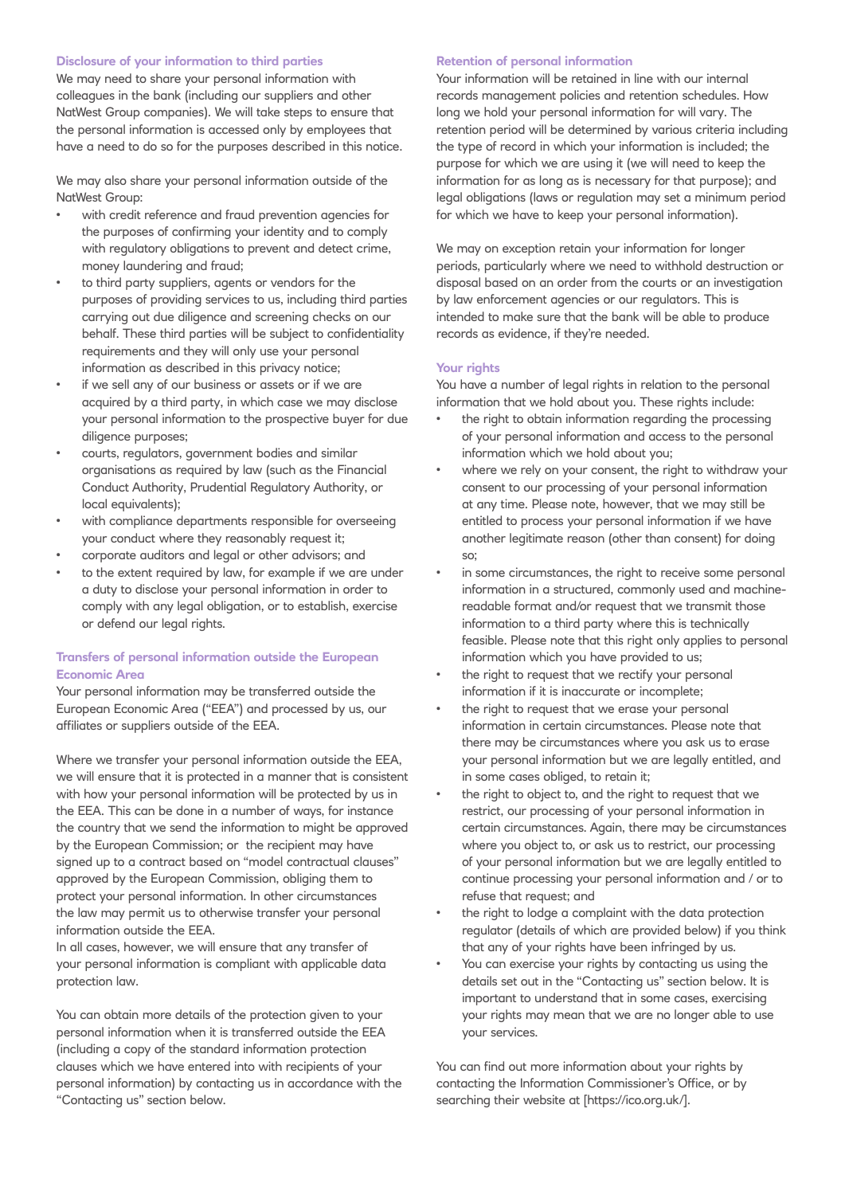## Disclosure of your information to third parties

We may need to share your personal information with colleagues in the bank (including our suppliers and other NatWest Group companies). We will take steps to ensure that the personal information is accessed only by employees that have a need to do so for the purposes described in this notice.

We may also share your personal information outside of the NatWest Group:

- with credit reference and fraud prevention agencies for the purposes of confirming your identity and to comply with regulatory obligations to prevent and detect crime, money laundering and fraud;
- to third party suppliers, agents or vendors for the purposes of providing services to us, including third parties carrying out due diligence and screening checks on our behalf. These third parties will be subject to confidentiality requirements and they will only use your personal information as described in this privacy notice;
- if we sell any of our business or assets or if we are acquired by a third party, in which case we may disclose your personal information to the prospective buyer for due diligence purposes;
- courts, regulators, government bodies and similar organisations as required by law (such as the Financial Conduct Authority, Prudential Regulatory Authority, or local equivalents);
- with compliance departments responsible for overseeing your conduct where they reasonably request it;
- corporate auditors and legal or other advisors; and
- to the extent required by law, for example if we are under a duty to disclose your personal information in order to comply with any legal obligation, or to establish, exercise or defend our legal rights.

## Transfers of personal information outside the European Economic Area

Your personal information may be transferred outside the European Economic Area ("EEA") and processed by us, our affiliates or suppliers outside of the EEA.

Where we transfer your personal information outside the EEA, we will ensure that it is protected in a manner that is consistent with how your personal information will be protected by us in the EEA. This can be done in a number of ways, for instance the country that we send the information to might be approved by the European Commission; or the recipient may have signed up to a contract based on "model contractual clauses" approved by the European Commission, obliging them to protect your personal information. In other circumstances the law may permit us to otherwise transfer your personal information outside the EEA.
In all cases, however, we will ensure that any transfer of your personal information is compliant with applicable data protection law.

You can obtain more details of the protection given to your personal information when it is transferred outside the EEA (including a copy of the standard information protection clauses which we have entered into with recipients of your personal information) by contacting us in accordance with the "Contacting us" section below.

## Retention of personal information

Your information will be retained in line with our internal records management policies and retention schedules. How long we hold your personal information for will vary. The retention period will be determined by various criteria including the type of record in which your information is included; the purpose for which we are using it (we will need to keep the information for as long as is necessary for that purpose); and legal obligations (laws or regulation may set a minimum period for which we have to keep your personal information).

We may on exception retain your information for longer periods, particularly where we need to withhold destruction or disposal based on an order from the courts or an investigation by law enforcement agencies or our regulators. This is intended to make sure that the bank will be able to produce records as evidence, if they're needed.

## Your rights

You have a number of legal rights in relation to the personal information that we hold about you. These rights include:

- the right to obtain information regarding the processing of your personal information and access to the personal information which we hold about you;
- where we rely on your consent, the right to withdraw your consent to our processing of your personal information at any time. Please note, however, that we may still be entitled to process your personal information if we have another legitimate reason (other than consent) for doing so;
- in some circumstances, the right to receive some personal information in a structured, commonly used and machine-readable format and/or request that we transmit those information to a third party where this is technically feasible. Please note that this right only applies to personal information which you have provided to us;
- the right to request that we rectify your personal information if it is inaccurate or incomplete;
- the right to request that we erase your personal information in certain circumstances. Please note that there may be circumstances where you ask us to erase your personal information but we are legally entitled, and in some cases obliged, to retain it;
- the right to object to, and the right to request that we restrict, our processing of your personal information in certain circumstances. Again, there may be circumstances where you object to, or ask us to restrict, our processing of your personal information but we are legally entitled to continue processing your personal information and / or to refuse that request; and
- the right to lodge a complaint with the data protection regulator (details of which are provided below) if you think that any of your rights have been infringed by us.
- You can exercise your rights by contacting us using the details set out in the "Contacting us" section below. It is important to understand that in some cases, exercising your rights may mean that we are no longer able to use your services.

You can find out more information about your rights by contacting the Information Commissioner's Office, or by searching their website at [https://ico.org.uk/].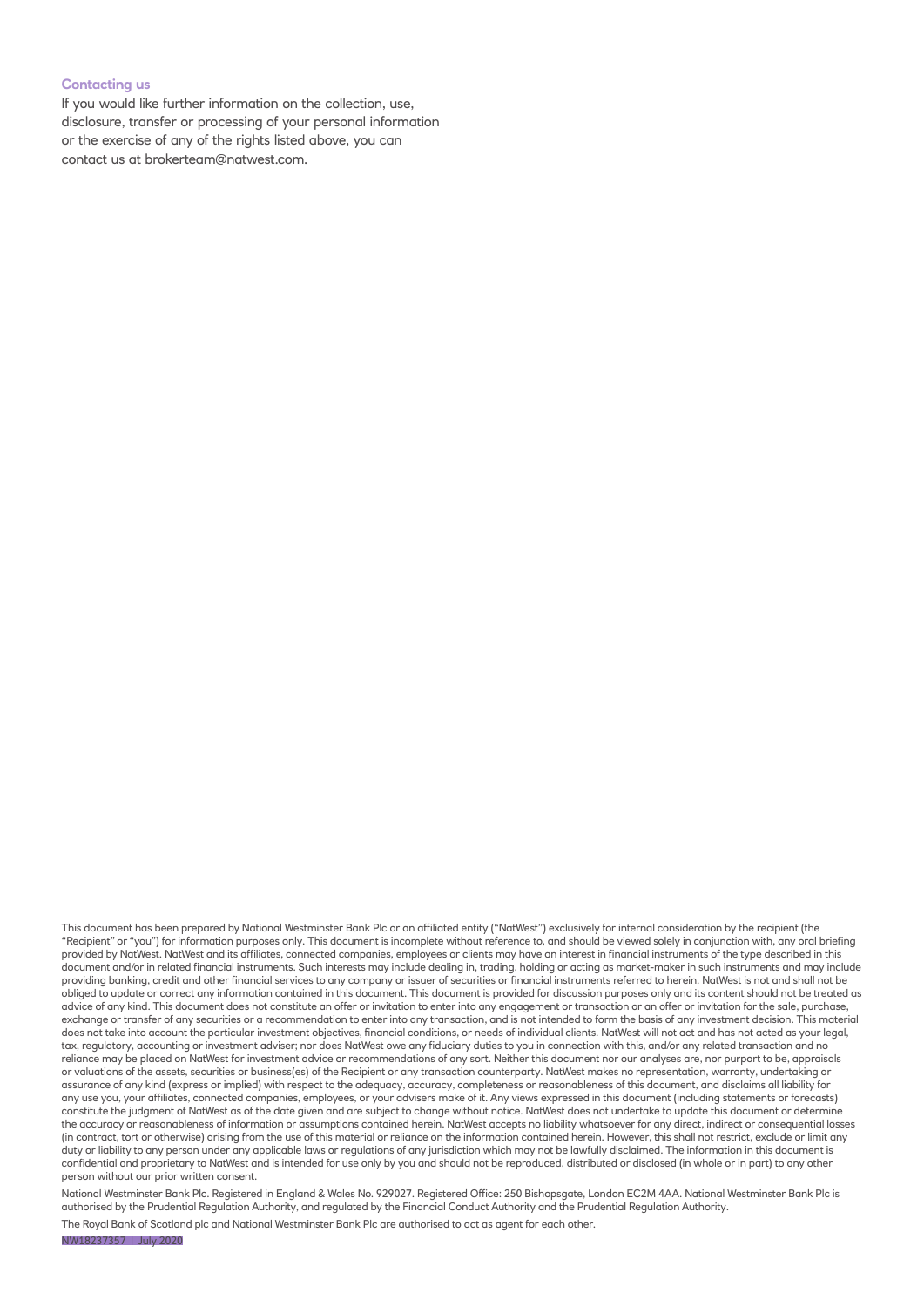### Contacting us

If you would like further information on the collection, use, disclosure, transfer or processing of your personal information or the exercise of any of the rights listed above, you can contact us at brokerteam@natwest.com.

This document has been prepared by National Westminster Bank Plc or an affiliated entity ("NatWest") exclusively for internal consideration by the recipient (the "Recipient" or "you") for information purposes only. This document is incomplete without reference to, and should be viewed solely in conjunction with, any oral briefing provided by NatWest. NatWest and its affiliates, connected companies, employees or clients may have an interest in financial instruments of the type described in this document and/or in related financial instruments. Such interests may include dealing in, trading, holding or acting as market-maker in such instruments and may include providing banking, credit and other financial services to any company or issuer of securities or financial instruments referred to herein. NatWest is not and shall not be obliged to update or correct any information contained in this document. This document is provided for discussion purposes only and its content should not be treated as advice of any kind. This document does not constitute an offer or invitation to enter into any engagement or transaction or an offer or invitation for the sale, purchase, exchange or transfer of any securities or a recommendation to enter into any transaction, and is not intended to form the basis of any investment decision. This material does not take into account the particular investment objectives, financial conditions, or needs of individual clients. NatWest will not act and has not acted as your legal, tax, regulatory, accounting or investment adviser; nor does NatWest owe any fiduciary duties to you in connection with this, and/or any related transaction and no reliance may be placed on NatWest for investment advice or recommendations of any sort. Neither this document nor our analyses are, nor purport to be, appraisals or valuations of the assets, securities or business(es) of the Recipient or any transaction counterparty. NatWest makes no representation, warranty, undertaking or assurance of any kind (express or implied) with respect to the adequacy, accuracy, completeness or reasonableness of this document, and disclaims all liability for any use you, your affiliates, connected companies, employees, or your advisers make of it. Any views expressed in this document (including statements or forecasts) constitute the judgment of NatWest as of the date given and are subject to change without notice. NatWest does not undertake to update this document or determine the accuracy or reasonableness of information or assumptions contained herein. NatWest accepts no liability whatsoever for any direct, indirect or consequential losses (in contract, tort or otherwise) arising from the use of this material or reliance on the information contained herein. However, this shall not restrict, exclude or limit any duty or liability to any person under any applicable laws or regulations of any jurisdiction which may not be lawfully disclaimed. The information in this document is confidential and proprietary to NatWest and is intended for use only by you and should not be reproduced, distributed or disclosed (in whole or in part) to any other person without our prior written consent.

National Westminster Bank Plc. Registered in England & Wales No. 929027. Registered Office: 250 Bishopsgate, London EC2M 4AA. National Westminster Bank Plc is authorised by the Prudential Regulation Authority, and regulated by the Financial Conduct Authority and the Prudential Regulation Authority.

The Royal Bank of Scotland plc and National Westminster Bank Plc are authorised to act as agent for each other.

NW18237357 | July 2020